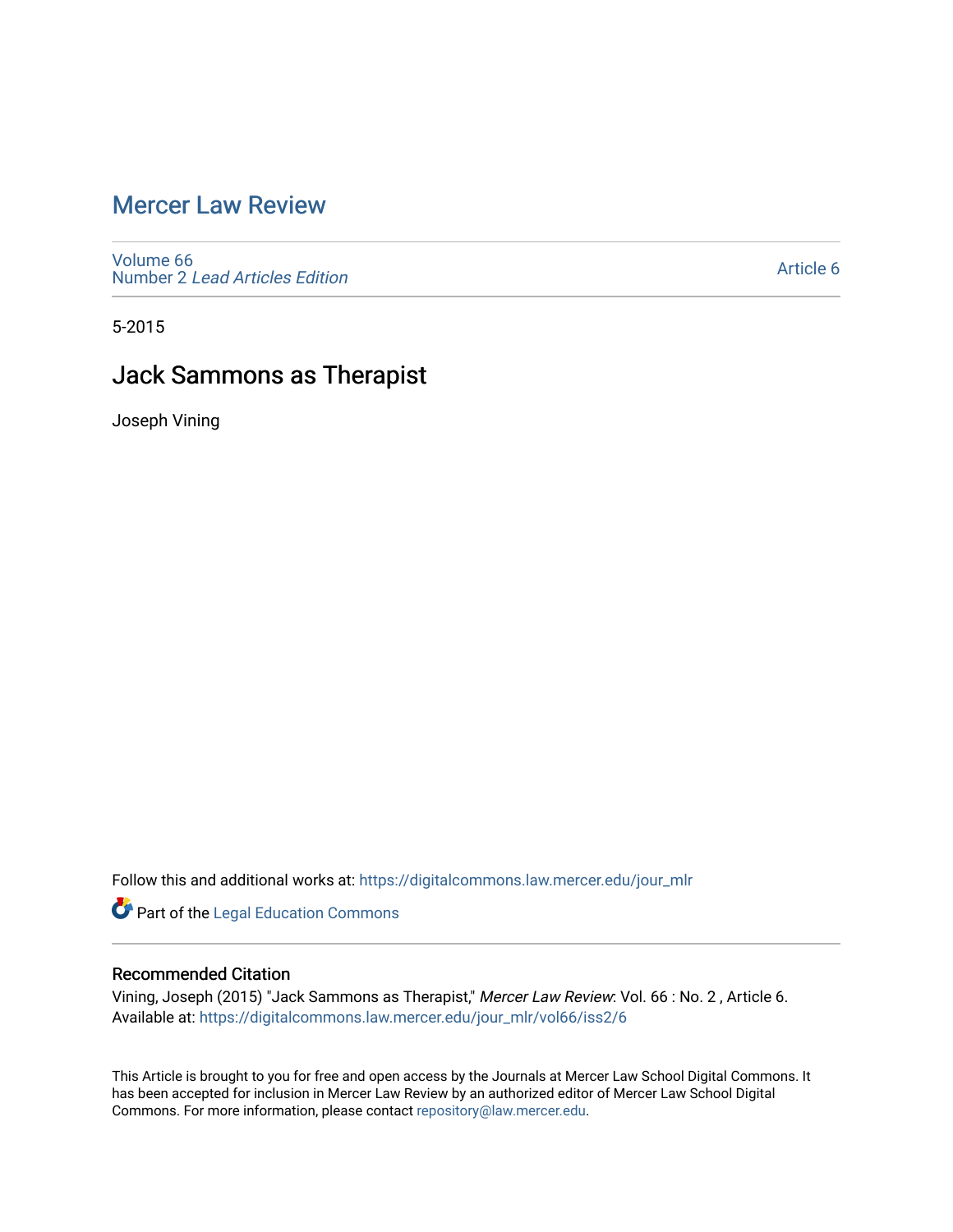# Mercer Law Review

Volume 66
Number 2 *Lead Articles Edition*

Article 6

5-2015

## Jack Sammons as Therapist

Joseph Vining

Follow this and additional works at: https://digitalcommons.law.mercer.edu/jour_mlr

Part of the Legal Education Commons

### Recommended Citation

Vining, Joseph (2015) "Jack Sammons as Therapist," *Mercer Law Review*: Vol. 66 : No. 2 , Article 6.
Available at: https://digitalcommons.law.mercer.edu/jour_mlr/vol66/iss2/6

This Article is brought to you for free and open access by the Journals at Mercer Law School Digital Commons. It has been accepted for inclusion in Mercer Law Review by an authorized editor of Mercer Law School Digital Commons. For more information, please contact repository@law.mercer.edu.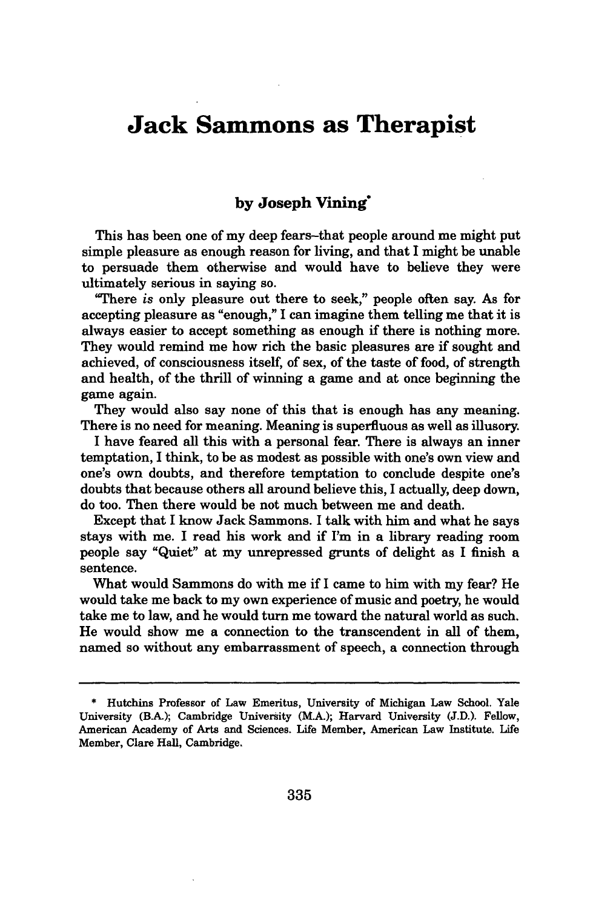# Jack Sammons as Therapist

**by Joseph Vining***

This has been one of my deep fears–that people around me might put simple pleasure as enough reason for living, and that I might be unable to persuade them otherwise and would have to believe they were ultimately serious in saying so.

"There *is* only pleasure out there to seek," people often say. As for accepting pleasure as "enough," I can imagine them telling me that it is always easier to accept something as enough if there is nothing more. They would remind me how rich the basic pleasures are if sought and achieved, of consciousness itself, of sex, of the taste of food, of strength and health, of the thrill of winning a game and at once beginning the game again.

They would also say none of this that is enough has any meaning. There is no need for meaning. Meaning is superfluous as well as illusory.

I have feared all this with a personal fear. There is always an inner temptation, I think, to be as modest as possible with one's own view and one's own doubts, and therefore temptation to conclude despite one's doubts that because others all around believe this, I actually, deep down, do too. Then there would be not much between me and death.

Except that I know Jack Sammons. I talk with him and what he says stays with me. I read his work and if I'm in a library reading room people say "Quiet" at my unrepressed grunts of delight as I finish a sentence.

What would Sammons do with me if I came to him with my fear? He would take me back to my own experience of music and poetry, he would take me to law, and he would turn me toward the natural world as such. He would show me a connection to the transcendent in all of them, named so without any embarrassment of speech, a connection through

---

\* Hutchins Professor of Law Emeritus, University of Michigan Law School. Yale University (B.A.); Cambridge University (M.A.); Harvard University (J.D.). Fellow, American Academy of Arts and Sciences. Life Member, American Law Institute. Life Member, Clare Hall, Cambridge.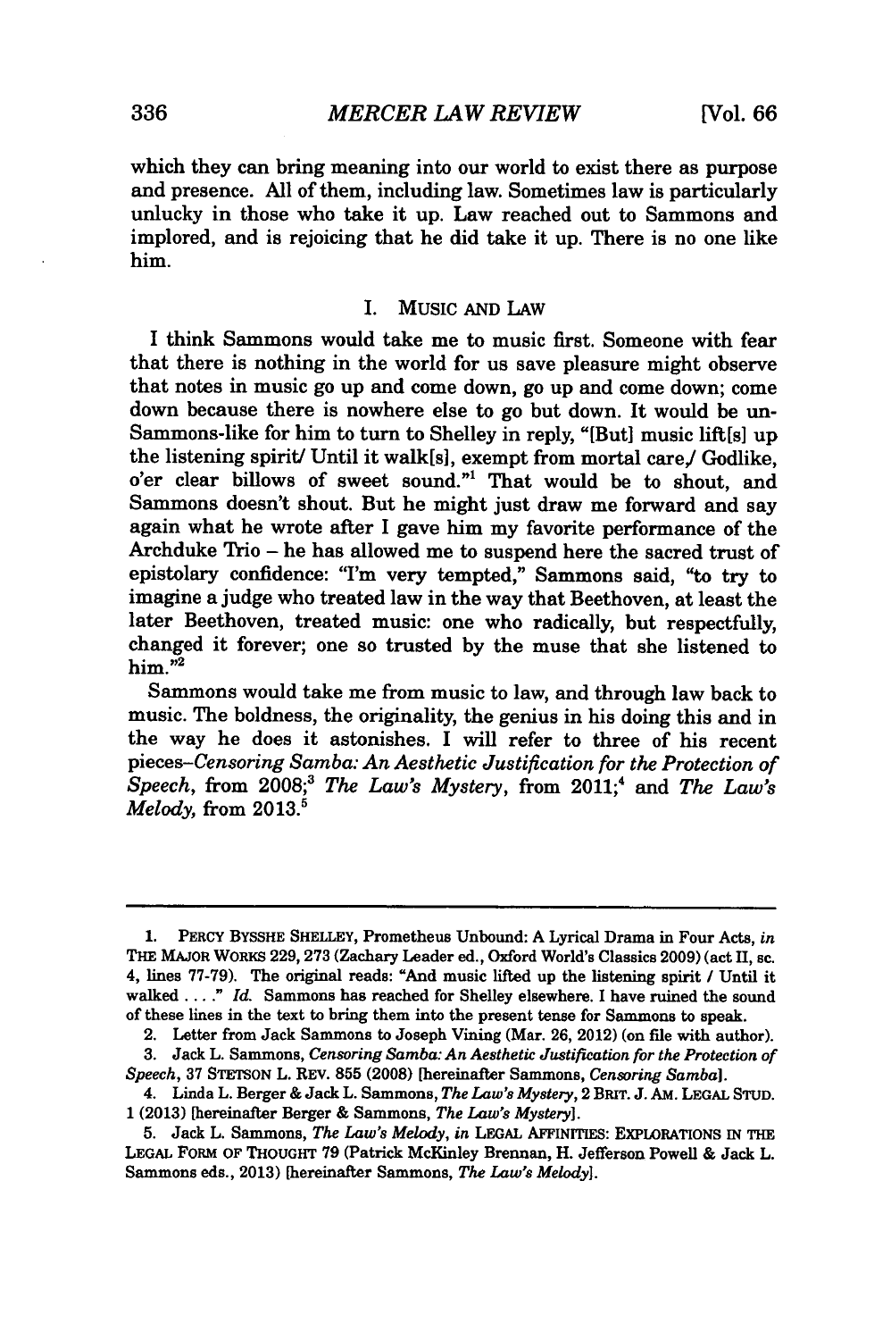which they can bring meaning into our world to exist there as purpose and presence. All of them, including law. Sometimes law is particularly unlucky in those who take it up. Law reached out to Sammons and implored, and is rejoicing that he did take it up. There is no one like him.

## I. MUSIC AND LAW

I think Sammons would take me to music first. Someone with fear that there is nothing in the world for us save pleasure might observe that notes in music go up and come down, go up and come down; come down because there is nowhere else to go but down. It would be un-Sammons-like for him to turn to Shelley in reply, "[But] music lift[s] up the listening spirit/ Until it walk[s], exempt from mortal care,/ Godlike, o'er clear billows of sweet sound."[1] That would be to shout, and Sammons doesn't shout. But he might just draw me forward and say again what he wrote after I gave him my favorite performance of the Archduke Trio – he has allowed me to suspend here the sacred trust of epistolary confidence: "I'm very tempted," Sammons said, "to try to imagine a judge who treated law in the way that Beethoven, at least the later Beethoven, treated music: one who radically, but respectfully, changed it forever; one so trusted by the muse that she listened to him."[2]

Sammons would take me from music to law, and through law back to music. The boldness, the originality, the genius in his doing this and in the way he does it astonishes. I will refer to three of his recent pieces–*Censoring Samba: An Aesthetic Justification for the Protection of Speech*, from 2008;[3] *The Law's Mystery*, from 2011;[4] and *The Law's Melody*, from 2013.[5]

---

1. PERCY BYSSHE SHELLEY, Prometheus Unbound: A Lyrical Drama in Four Acts, *in* THE MAJOR WORKS 229, 273 (Zachary Leader ed., Oxford World's Classics 2009) (act II, sc. 4, lines 77-79). The original reads: "And music lifted up the listening spirit / Until it walked . . . ." *Id.* Sammons has reached for Shelley elsewhere. I have ruined the sound of these lines in the text to bring them into the present tense for Sammons to speak.

2. Letter from Jack Sammons to Joseph Vining (Mar. 26, 2012) (on file with author).

3. Jack L. Sammons, *Censoring Samba: An Aesthetic Justification for the Protection of Speech*, 37 STETSON L. REV. 855 (2008) [hereinafter Sammons, *Censoring Samba*].

4. Linda L. Berger & Jack L. Sammons, *The Law's Mystery*, 2 BRIT. J. AM. LEGAL STUD. 1 (2013) [hereinafter Berger & Sammons, *The Law's Mystery*].

5. Jack L. Sammons, *The Law's Melody*, *in* LEGAL AFFINITIES: EXPLORATIONS IN THE LEGAL FORM OF THOUGHT 79 (Patrick McKinley Brennan, H. Jefferson Powell & Jack L. Sammons eds., 2013) [hereinafter Sammons, *The Law's Melody*].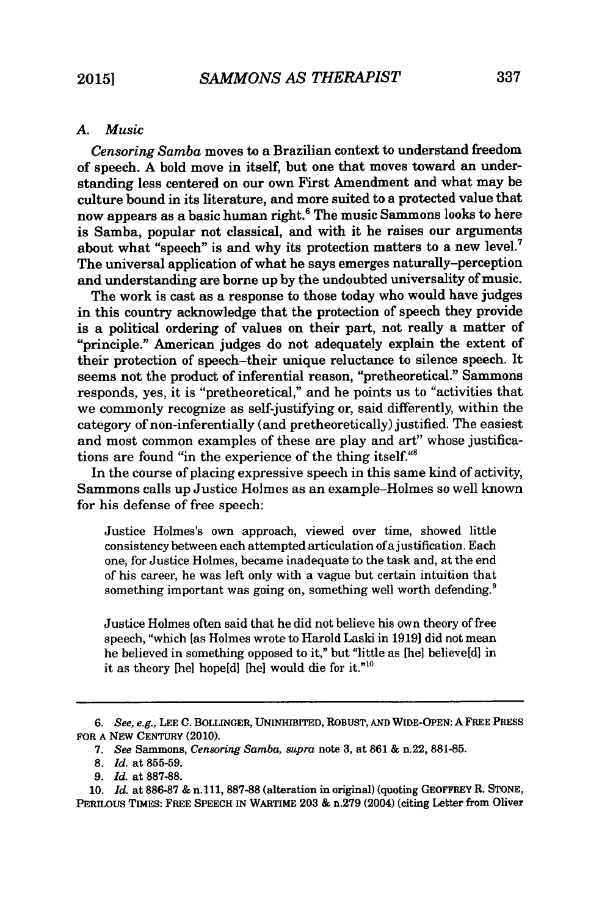### A. Music

*Censoring Samba* moves to a Brazilian context to understand freedom of speech. A bold move in itself, but one that moves toward an understanding less centered on our own First Amendment and what may be culture bound in its literature, and more suited to a protected value that now appears as a basic human right.[6] The music Sammons looks to here is Samba, popular not classical, and with it he raises our arguments about what "speech" is and why its protection matters to a new level.[7] The universal application of what he says emerges naturally–perception and understanding are borne up by the undoubted universality of music.

The work is cast as a response to those today who would have judges in this country acknowledge that the protection of speech they provide is a political ordering of values on their part, not really a matter of "principle." American judges do not adequately explain the extent of their protection of speech–their unique reluctance to silence speech. It seems not the product of inferential reason, "pretheoretical." Sammons responds, yes, it is "pretheoretical," and he points us to "activities that we commonly recognize as self-justifying or, said differently, within the category of non-inferentially (and pretheoretically) justified. The easiest and most common examples of these are play and art" whose justifications are found "in the experience of the thing itself."[8]

In the course of placing expressive speech in this same kind of activity, Sammons calls up Justice Holmes as an example–Holmes so well known for his defense of free speech:

> Justice Holmes's own approach, viewed over time, showed little consistency between each attempted articulation of a justification. Each one, for Justice Holmes, became inadequate to the task and, at the end of his career, he was left only with a vague but certain intuition that something important was going on, something well worth defending.[9]

> Justice Holmes often said that he did not believe his own theory of free speech, "which [as Holmes wrote to Harold Laski in 1919] did not mean he believed in something opposed to it," but "little as [he] believe[d] in it as theory [he] hope[d] [he] would die for it."[10]

---

6. *See, e.g.*, LEE C. BOLLINGER, UNINHIBITED, ROBUST, AND WIDE-OPEN: A FREE PRESS FOR A NEW CENTURY (2010).

7. *See* Sammons, *Censoring Samba*, *supra* note 3, at 861 & n.22, 881-85.

8. *Id.* at 855-59.

9. *Id.* at 887-88.

10. *Id.* at 886-87 & n.111, 887-88 (alteration in original) (quoting GEOFFREY R. STONE, PERILOUS TIMES: FREE SPEECH IN WARTIME 203 & n.279 (2004) (citing Letter from Oliver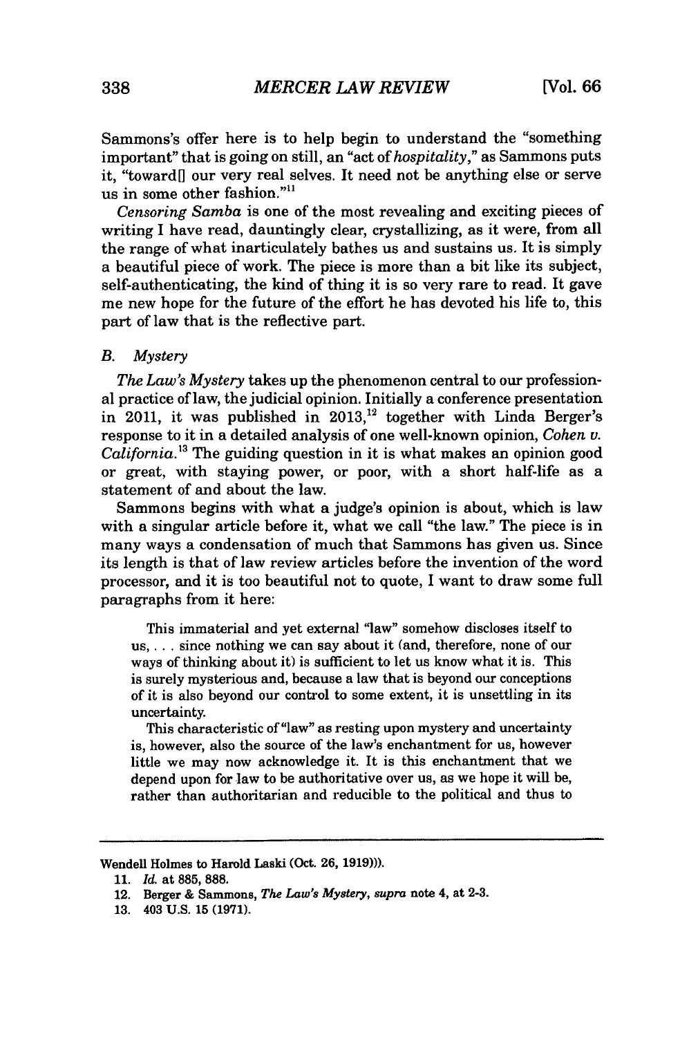Sammons's offer here is to help begin to understand the "something important" that is going on still, an "act of *hospitality*," as Sammons puts it, "toward[] our very real selves. It need not be anything else or serve us in some other fashion."[11]

*Censoring Samba* is one of the most revealing and exciting pieces of writing I have read, dauntingly clear, crystallizing, as it were, from all the range of what inarticulately bathes us and sustains us. It is simply a beautiful piece of work. The piece is more than a bit like its subject, self-authenticating, the kind of thing it is so very rare to read. It gave me new hope for the future of the effort he has devoted his life to, this part of law that is the reflective part.

### B. *Mystery*

*The Law's Mystery* takes up the phenomenon central to our professional practice of law, the judicial opinion. Initially a conference presentation in 2011, it was published in 2013,[12] together with Linda Berger's response to it in a detailed analysis of one well-known opinion, *Cohen v. California*.[13] The guiding question in it is what makes an opinion good or great, with staying power, or poor, with a short half-life as a statement of and about the law.

Sammons begins with what a judge's opinion is about, which is law with a singular article before it, what we call "the law." The piece is in many ways a condensation of much that Sammons has given us. Since its length is that of law review articles before the invention of the word processor, and it is too beautiful not to quote, I want to draw some full paragraphs from it here:

> This immaterial and yet external "law" somehow discloses itself to us, . . . since nothing we can say about it (and, therefore, none of our ways of thinking about it) is sufficient to let us know what it is. This is surely mysterious and, because a law that is beyond our conceptions of it is also beyond our control to some extent, it is unsettling in its uncertainty.
>
> This characteristic of "law" as resting upon mystery and uncertainty is, however, also the source of the law's enchantment for us, however little we may now acknowledge it. It is this enchantment that we depend upon for law to be authoritative over us, as we hope it will be, rather than authoritarian and reducible to the political and thus to

---

Wendell Holmes to Harold Laski (Oct. 26, 1919))).

11. *Id.* at 885, 888.

12. Berger & Sammons, *The Law's Mystery*, *supra* note 4, at 2-3.

13. 403 U.S. 15 (1971).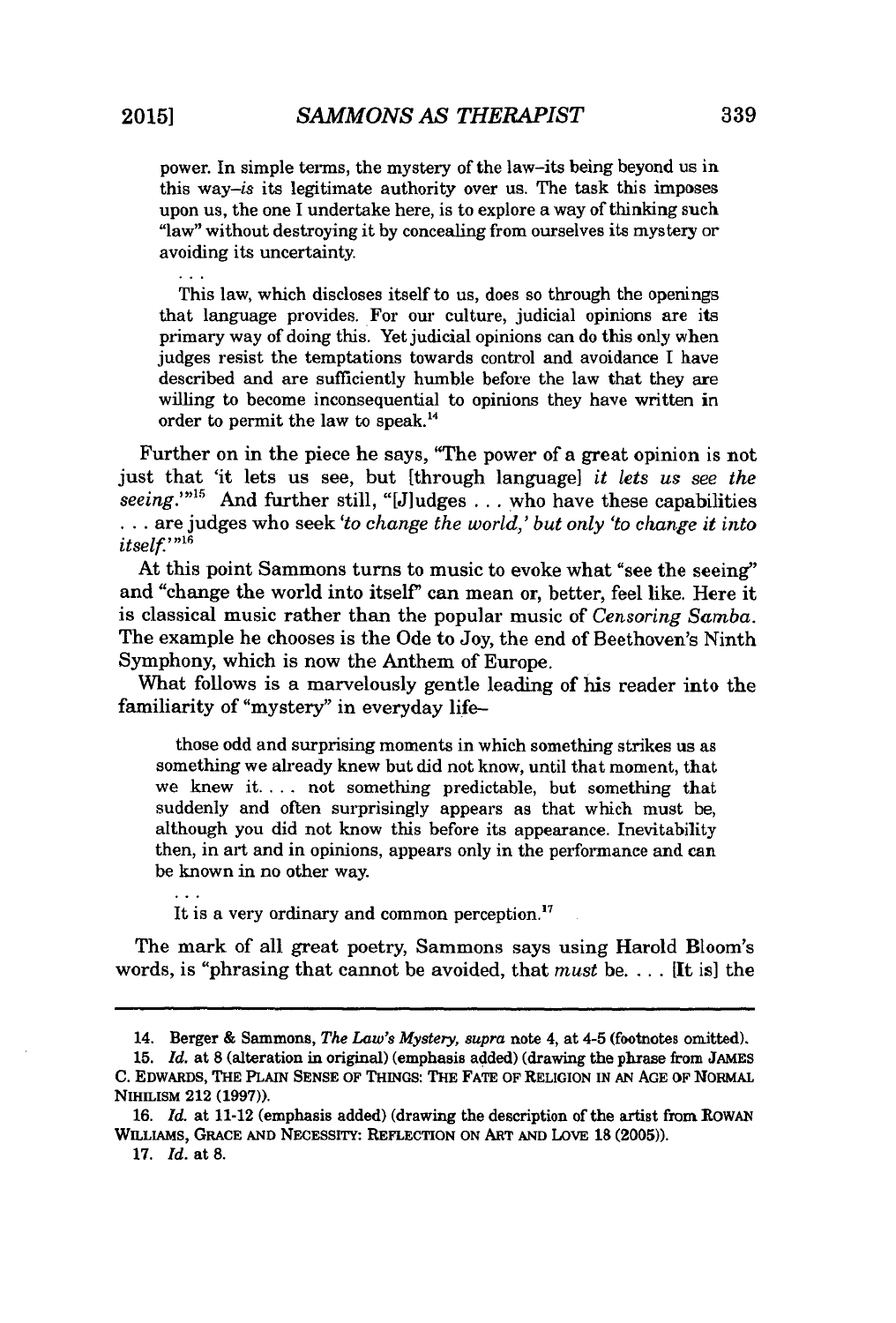power. In simple terms, the mystery of the law–its being beyond us in this way–*is* its legitimate authority over us. The task this imposes upon us, the one I undertake here, is to explore a way of thinking such "law" without destroying it by concealing from ourselves its mystery or avoiding its uncertainty.

> . . .
>
> This law, which discloses itself to us, does so through the openings that language provides. For our culture, judicial opinions are its primary way of doing this. Yet judicial opinions can do this only when judges resist the temptations towards control and avoidance I have described and are sufficiently humble before the law that they are willing to become inconsequential to opinions they have written in order to permit the law to speak.[14]

Further on in the piece he says, "The power of a great opinion is not just that 'it lets us see, but [through language] *it lets us see the seeing*.'"[15] And further still, "[J]udges . . . who have these capabilities . . . are judges who seek *'to change the world,' but only 'to change it into itself.'*"[16]

At this point Sammons turns to music to evoke what "see the seeing" and "change the world into itself" can mean or, better, feel like. Here it is classical music rather than the popular music of *Censoring Samba*. The example he chooses is the Ode to Joy, the end of Beethoven's Ninth Symphony, which is now the Anthem of Europe.

What follows is a marvelously gentle leading of his reader into the familiarity of "mystery" in everyday life–

> those odd and surprising moments in which something strikes us as something we already knew but did not know, until that moment, that we knew it. . . . not something predictable, but something that suddenly and often surprisingly appears as that which must be, although you did not know this before its appearance. Inevitability then, in art and in opinions, appears only in the performance and can be known in no other way.
>
> . . .
>
> It is a very ordinary and common perception.[17]

The mark of all great poetry, Sammons says using Harold Bloom's words, is "phrasing that cannot be avoided, that *must* be. . . . [It is] the

---

14. Berger & Sammons, *The Law's Mystery*, *supra* note 4, at 4-5 (footnotes omitted).

15. *Id.* at 8 (alteration in original) (emphasis added) (drawing the phrase from JAMES C. EDWARDS, THE PLAIN SENSE OF THINGS: THE FATE OF RELIGION IN AN AGE OF NORMAL NIHILISM 212 (1997)).

16. *Id.* at 11-12 (emphasis added) (drawing the description of the artist from ROWAN WILLIAMS, GRACE AND NECESSITY: REFLECTION ON ART AND LOVE 18 (2005)).

17. *Id.* at 8.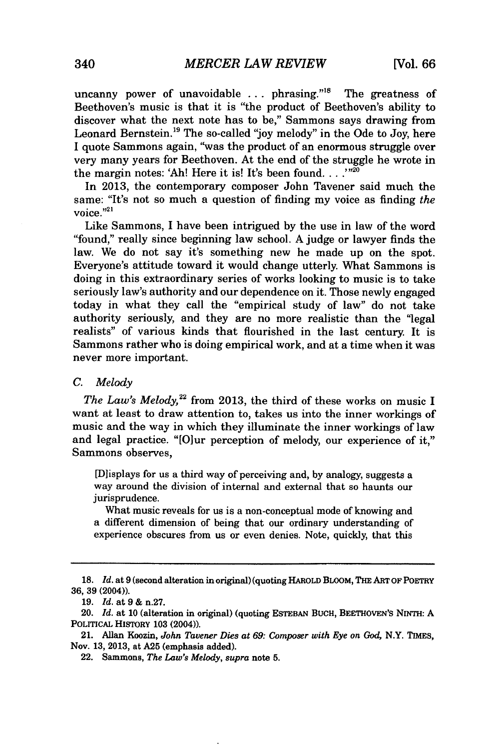uncanny power of unavoidable ... phrasing."[18] The greatness of Beethoven's music is that it is "the product of Beethoven's ability to discover what the next note has to be," Sammons says drawing from Leonard Bernstein.[19] The so-called "joy melody" in the Ode to Joy, here I quote Sammons again, "was the product of an enormous struggle over very many years for Beethoven. At the end of the struggle he wrote in the margin notes: 'Ah! Here it is! It's been found. . . .'"[20]

In 2013, the contemporary composer John Tavener said much the same: "It's not so much a question of finding my voice as finding *the* voice."[21]

Like Sammons, I have been intrigued by the use in law of the word "found," really since beginning law school. A judge or lawyer finds the law. We do not say it's something new he made up on the spot. Everyone's attitude toward it would change utterly. What Sammons is doing in this extraordinary series of works looking to music is to take seriously law's authority and our dependence on it. Those newly engaged today in what they call the "empirical study of law" do not take authority seriously, and they are no more realistic than the "legal realists" of various kinds that flourished in the last century. It is Sammons rather who is doing empirical work, and at a time when it was never more important.

### C. *Melody*

*The Law's Melody,*[22] from 2013, the third of these works on music I want at least to draw attention to, takes us into the inner workings of music and the way in which they illuminate the inner workings of law and legal practice. "[O]ur perception of melody, our experience of it," Sammons observes,

> [D]isplays for us a third way of perceiving and, by analogy, suggests a way around the division of internal and external that so haunts our jurisprudence.
>
> What music reveals for us is a non-conceptual mode of knowing and a different dimension of being that our ordinary understanding of experience obscures from us or even denies. Note, quickly, that this

---

18. *Id.* at 9 (second alteration in original) (quoting HAROLD BLOOM, THE ART OF POETRY 36, 39 (2004)).

19. *Id.* at 9 & n.27.

20. *Id.* at 10 (alteration in original) (quoting ESTEBAN BUCH, BEETHOVEN'S NINTH: A POLITICAL HISTORY 103 (2004)).

21. Allan Koozin, *John Tavener Dies at 69: Composer with Eye on God,* N.Y. TIMES, Nov. 13, 2013, at A25 (emphasis added).

22. Sammons, *The Law's Melody, supra* note 5.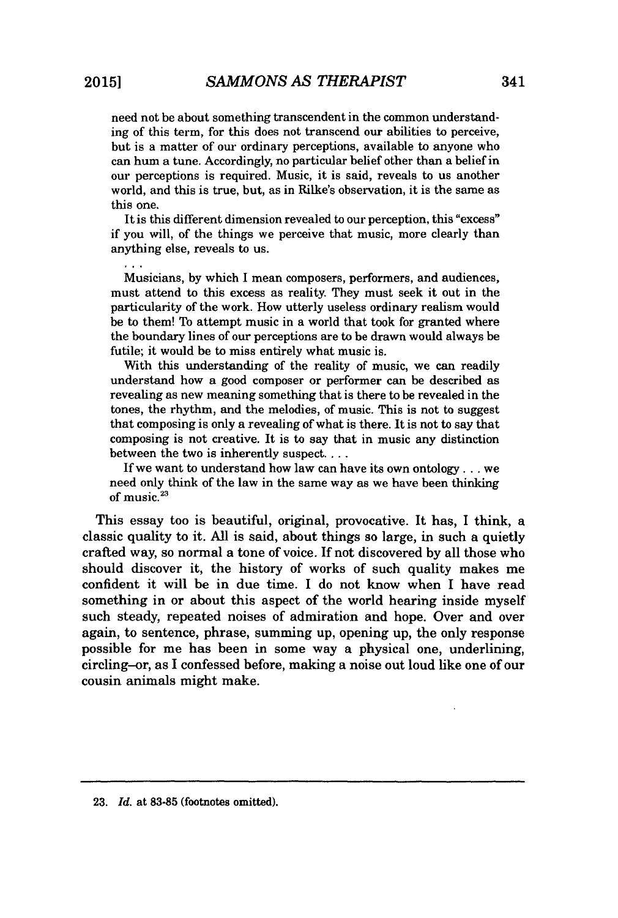> need not be about something transcendent in the common understanding of this term, for this does not transcend our abilities to perceive, but is a matter of our ordinary perceptions, available to anyone who can hum a tune. Accordingly, no particular belief other than a belief in our perceptions is required. Music, it is said, reveals to us another world, and this is true, but, as in Rilke's observation, it is the same as this one.
>
> It is this different dimension revealed to our perception, this "excess" if you will, of the things we perceive that music, more clearly than anything else, reveals to us.
>
> . . .
>
> Musicians, by which I mean composers, performers, and audiences, must attend to this excess as reality. They must seek it out in the particularity of the work. How utterly useless ordinary realism would be to them! To attempt music in a world that took for granted where the boundary lines of our perceptions are to be drawn would always be futile; it would be to miss entirely what music is.
>
> With this understanding of the reality of music, we can readily understand how a good composer or performer can be described as revealing as new meaning something that is there to be revealed in the tones, the rhythm, and the melodies, of music. This is not to suggest that composing is only a revealing of what is there. It is not to say that composing is not creative. It is to say that in music any distinction between the two is inherently suspect. . . .
>
> If we want to understand how law can have its own ontology . . . we need only think of the law in the same way as we have been thinking of music.[23]

This essay too is beautiful, original, provocative. It has, I think, a classic quality to it. All is said, about things so large, in such a quietly crafted way, so normal a tone of voice. If not discovered by all those who should discover it, the history of works of such quality makes me confident it will be in due time. I do not know when I have read something in or about this aspect of the world hearing inside myself such steady, repeated noises of admiration and hope. Over and over again, to sentence, phrase, summing up, opening up, the only response possible for me has been in some way a physical one, underlining, circling–or, as I confessed before, making a noise out loud like one of our cousin animals might make.

---

23. *Id.* at 83-85 (footnotes omitted).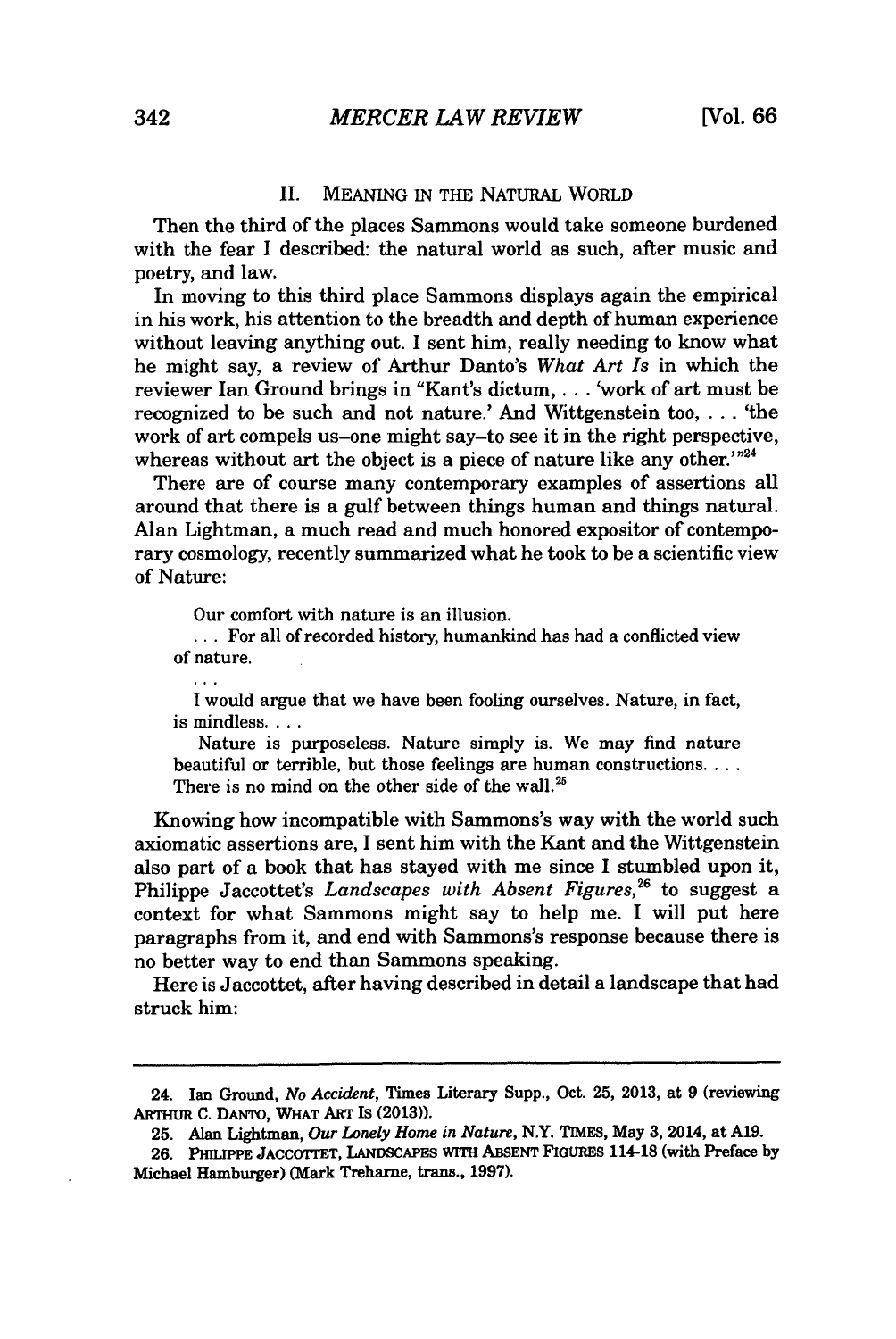## II. MEANING IN THE NATURAL WORLD

Then the third of the places Sammons would take someone burdened with the fear I described: the natural world as such, after music and poetry, and law.

In moving to this third place Sammons displays again the empirical in his work, his attention to the breadth and depth of human experience without leaving anything out. I sent him, really needing to know what he might say, a review of Arthur Danto's *What Art Is* in which the reviewer Ian Ground brings in "Kant's dictum, . . . 'work of art must be recognized to be such and not nature.' And Wittgenstein too, . . . 'the work of art compels us–one might say–to see it in the right perspective, whereas without art the object is a piece of nature like any other.'"[24]

There are of course many contemporary examples of assertions all around that there is a gulf between things human and things natural. Alan Lightman, a much read and much honored expositor of contemporary cosmology, recently summarized what he took to be a scientific view of Nature:

> Our comfort with nature is an illusion.
>
> . . . For all of recorded history, humankind has had a conflicted view of nature.
>
> . . .
>
> I would argue that we have been fooling ourselves. Nature, in fact, is mindless. . . .
>
> Nature is purposeless. Nature simply is. We may find nature beautiful or terrible, but those feelings are human constructions. . . . There is no mind on the other side of the wall.[25]

Knowing how incompatible with Sammons's way with the world such axiomatic assertions are, I sent him with the Kant and the Wittgenstein also part of a book that has stayed with me since I stumbled upon it, Philippe Jaccottet's *Landscapes with Absent Figures*,[26] to suggest a context for what Sammons might say to help me. I will put here paragraphs from it, and end with Sammons's response because there is no better way to end than Sammons speaking.

Here is Jaccottet, after having described in detail a landscape that had struck him:

---

24. Ian Ground, *No Accident*, Times Literary Supp., Oct. 25, 2013, at 9 (reviewing ARTHUR C. DANTO, WHAT ART IS (2013)).

25. Alan Lightman, *Our Lonely Home in Nature*, N.Y. TIMES, May 3, 2014, at A19.

26. PHILIPPE JACCOTTET, LANDSCAPES WITH ABSENT FIGURES 114-18 (with Preface by Michael Hamburger) (Mark Treharne, trans., 1997).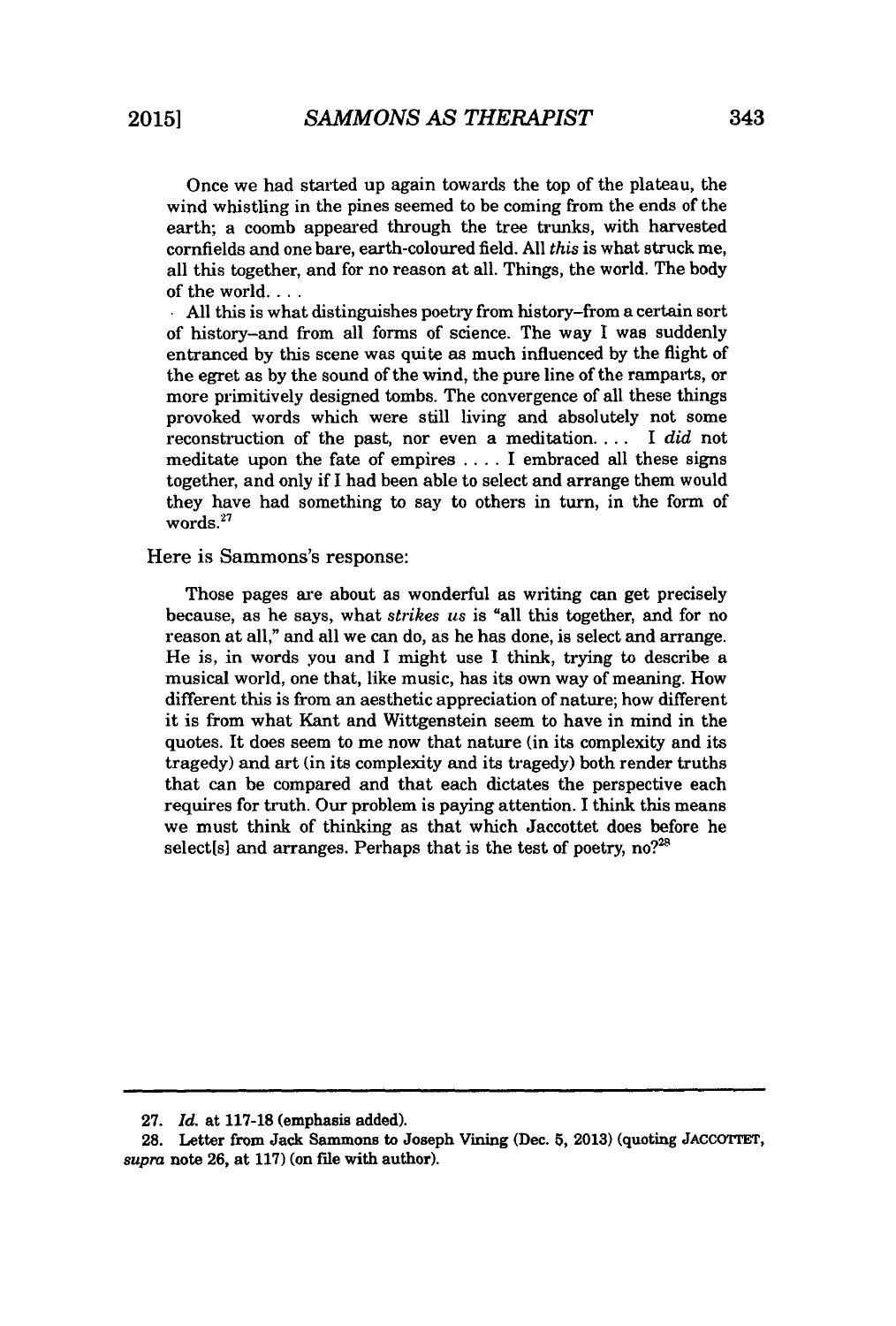> Once we had started up again towards the top of the plateau, the wind whistling in the pines seemed to be coming from the ends of the earth; a coomb appeared through the tree trunks, with harvested cornfields and one bare, earth-coloured field. All *this* is what struck me, all this together, and for no reason at all. Things, the world. The body of the world. . . .
>
> All this is what distinguishes poetry from history–from a certain sort of history–and from all forms of science. The way I was suddenly entranced by this scene was quite as much influenced by the flight of the egret as by the sound of the wind, the pure line of the ramparts, or more primitively designed tombs. The convergence of all these things provoked words which were still living and absolutely not some reconstruction of the past, nor even a meditation. . . . I *did* not meditate upon the fate of empires . . . . I embraced all these signs together, and only if I had been able to select and arrange them would they have had something to say to others in turn, in the form of words.[27]

Here is Sammons's response:

> Those pages are about as wonderful as writing can get precisely because, as he says, what *strikes us* is "all this together, and for no reason at all," and all we can do, as he has done, is select and arrange. He is, in words you and I might use I think, trying to describe a musical world, one that, like music, has its own way of meaning. How different this is from an aesthetic appreciation of nature; how different it is from what Kant and Wittgenstein seem to have in mind in the quotes. It does seem to me now that nature (in its complexity and its tragedy) and art (in its complexity and its tragedy) both render truths that can be compared and that each dictates the perspective each requires for truth. Our problem is paying attention. I think this means we must think of thinking as that which Jaccottet does before he select[s] and arranges. Perhaps that is the test of poetry, no?[28]

---

27. *Id.* at 117-18 (emphasis added).

28. Letter from Jack Sammons to Joseph Vining (Dec. 5, 2013) (quoting JACCOTTET, *supra* note 26, at 117) (on file with author).